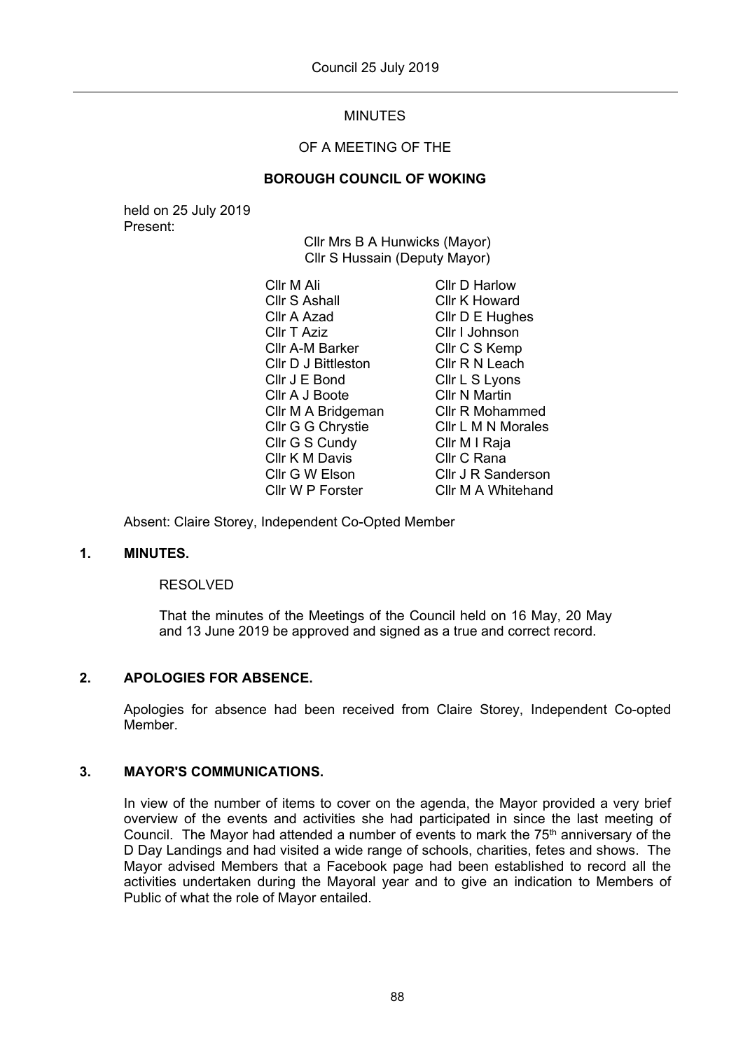# MINUTES

## OF A MEETING OF THE

## BOROUGH COUNCIL OF WOKING

held on 25 July 2019

Present:

Cllr Mrs B A Hunwicks (Mayor)
Cllr S Hussain (Deputy Mayor)

Cllr M Ali
Cllr S Ashall
Cllr A Azad
Cllr T Aziz
Cllr A-M Barker
Cllr D J Bittleston
Cllr J E Bond
Cllr A J Boote
Cllr M A Bridgeman
Cllr G G Chrystie
Cllr G S Cundy
Cllr K M Davis
Cllr G W Elson
Cllr W P Forster
Cllr D Harlow
Cllr K Howard
Cllr D E Hughes
Cllr I Johnson
Cllr C S Kemp
Cllr R N Leach
Cllr L S Lyons
Cllr N Martin
Cllr R Mohammed
Cllr L M N Morales
Cllr M I Raja
Cllr C Rana
Cllr J R Sanderson
Cllr M A Whitehand

Absent: Claire Storey, Independent Co-Opted Member

### 1. MINUTES.

RESOLVED

That the minutes of the Meetings of the Council held on 16 May, 20 May and 13 June 2019 be approved and signed as a true and correct record.

### 2. APOLOGIES FOR ABSENCE.

Apologies for absence had been received from Claire Storey, Independent Co-opted Member.

### 3. MAYOR'S COMMUNICATIONS.

In view of the number of items to cover on the agenda, the Mayor provided a very brief overview of the events and activities she had participated in since the last meeting of Council. The Mayor had attended a number of events to mark the 75th anniversary of the D Day Landings and had visited a wide range of schools, charities, fetes and shows. The Mayor advised Members that a Facebook page had been established to record all the activities undertaken during the Mayoral year and to give an indication to Members of Public of what the role of Mayor entailed.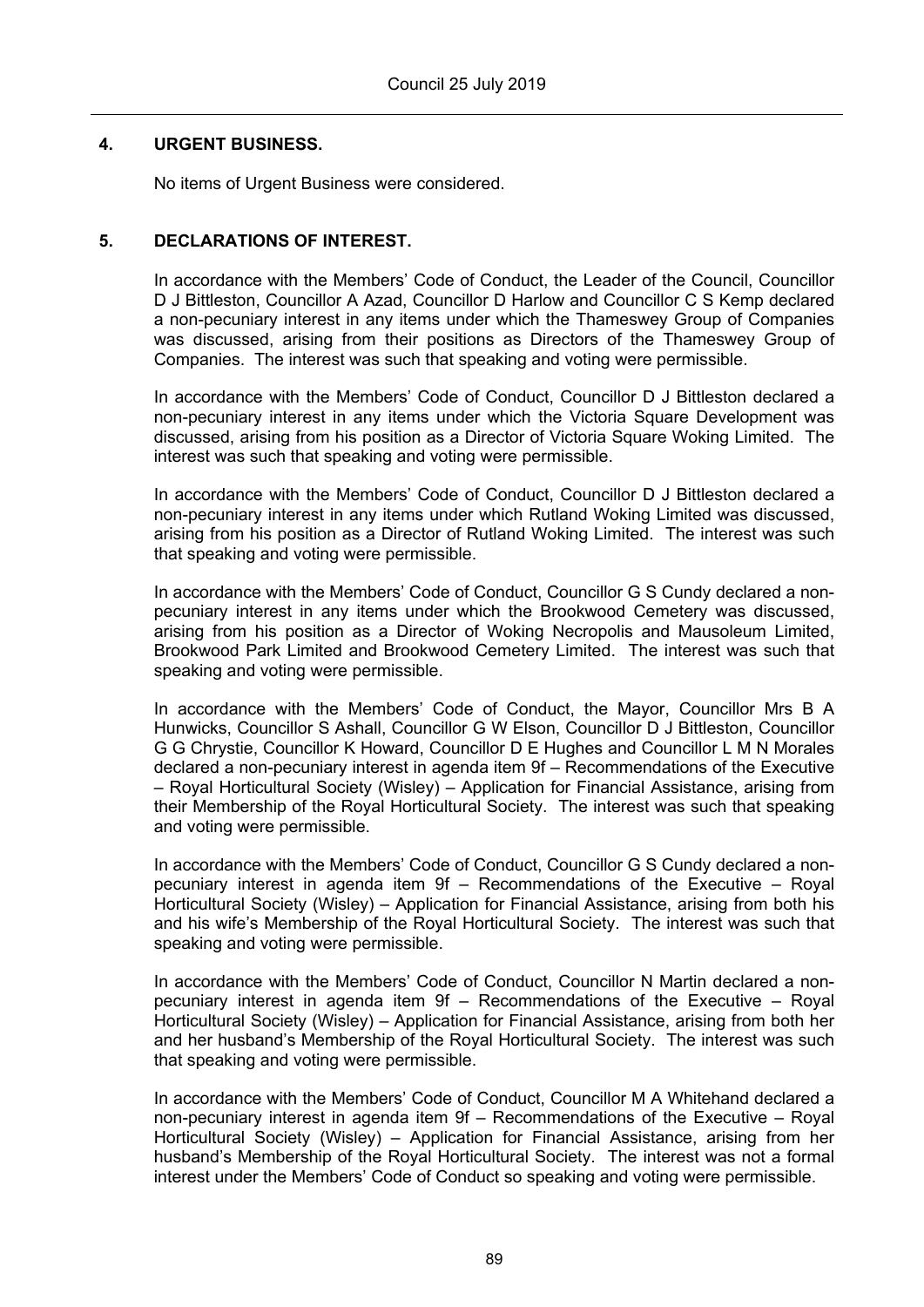## 4. URGENT BUSINESS.

No items of Urgent Business were considered.

## 5. DECLARATIONS OF INTEREST.

In accordance with the Members' Code of Conduct, the Leader of the Council, Councillor D J Bittleston, Councillor A Azad, Councillor D Harlow and Councillor C S Kemp declared a non-pecuniary interest in any items under which the Thameswey Group of Companies was discussed, arising from their positions as Directors of the Thameswey Group of Companies. The interest was such that speaking and voting were permissible.

In accordance with the Members' Code of Conduct, Councillor D J Bittleston declared a non-pecuniary interest in any items under which the Victoria Square Development was discussed, arising from his position as a Director of Victoria Square Woking Limited. The interest was such that speaking and voting were permissible.

In accordance with the Members' Code of Conduct, Councillor D J Bittleston declared a non-pecuniary interest in any items under which Rutland Woking Limited was discussed, arising from his position as a Director of Rutland Woking Limited. The interest was such that speaking and voting were permissible.

In accordance with the Members' Code of Conduct, Councillor G S Cundy declared a non-pecuniary interest in any items under which the Brookwood Cemetery was discussed, arising from his position as a Director of Woking Necropolis and Mausoleum Limited, Brookwood Park Limited and Brookwood Cemetery Limited. The interest was such that speaking and voting were permissible.

In accordance with the Members' Code of Conduct, the Mayor, Councillor Mrs B A Hunwicks, Councillor S Ashall, Councillor G W Elson, Councillor D J Bittleston, Councillor G G Chrystie, Councillor K Howard, Councillor D E Hughes and Councillor L M N Morales declared a non-pecuniary interest in agenda item 9f – Recommendations of the Executive – Royal Horticultural Society (Wisley) – Application for Financial Assistance, arising from their Membership of the Royal Horticultural Society. The interest was such that speaking and voting were permissible.

In accordance with the Members' Code of Conduct, Councillor G S Cundy declared a non-pecuniary interest in agenda item 9f – Recommendations of the Executive – Royal Horticultural Society (Wisley) – Application for Financial Assistance, arising from both his and his wife's Membership of the Royal Horticultural Society. The interest was such that speaking and voting were permissible.

In accordance with the Members' Code of Conduct, Councillor N Martin declared a non-pecuniary interest in agenda item 9f – Recommendations of the Executive – Royal Horticultural Society (Wisley) – Application for Financial Assistance, arising from both her and her husband's Membership of the Royal Horticultural Society. The interest was such that speaking and voting were permissible.

In accordance with the Members' Code of Conduct, Councillor M A Whitehand declared a non-pecuniary interest in agenda item 9f – Recommendations of the Executive – Royal Horticultural Society (Wisley) – Application for Financial Assistance, arising from her husband's Membership of the Royal Horticultural Society. The interest was not a formal interest under the Members' Code of Conduct so speaking and voting were permissible.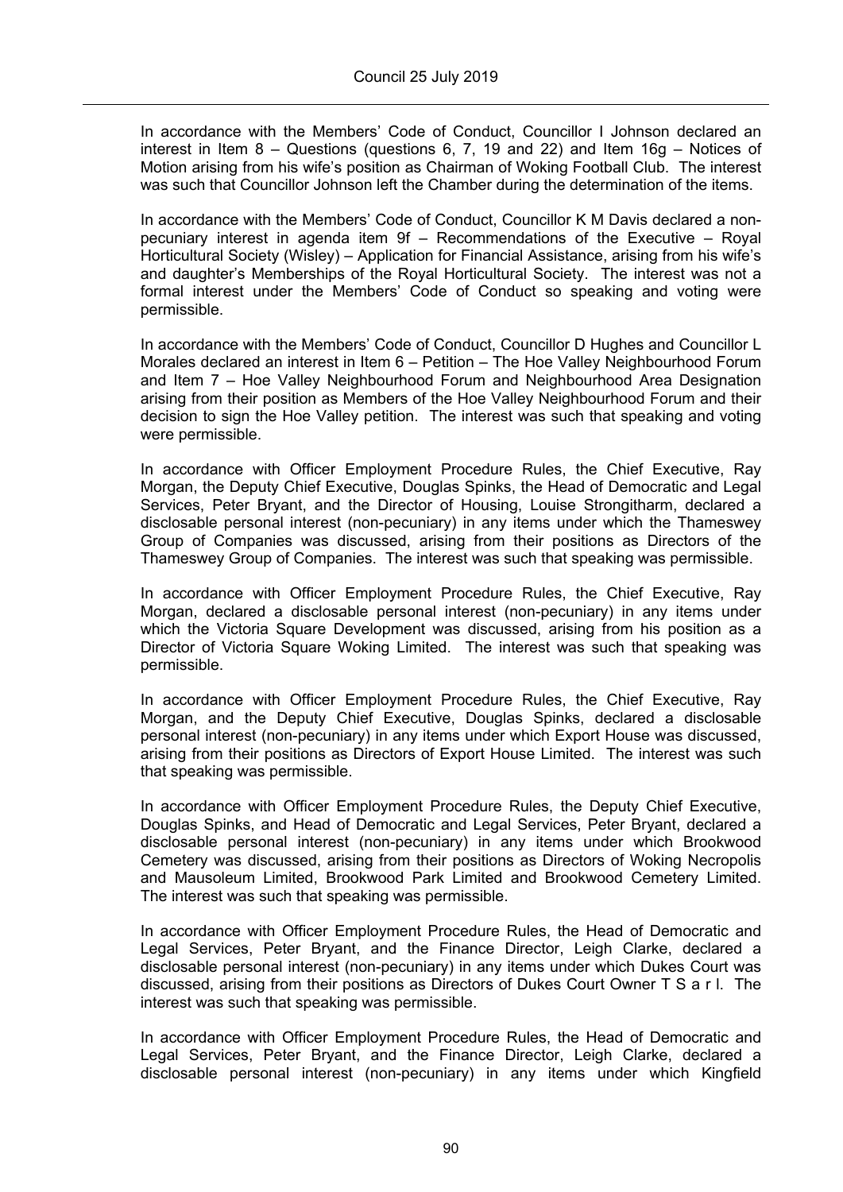In accordance with the Members' Code of Conduct, Councillor I Johnson declared an interest in Item 8 – Questions (questions 6, 7, 19 and 22) and Item 16g – Notices of Motion arising from his wife's position as Chairman of Woking Football Club. The interest was such that Councillor Johnson left the Chamber during the determination of the items.

In accordance with the Members' Code of Conduct, Councillor K M Davis declared a non-pecuniary interest in agenda item 9f – Recommendations of the Executive – Royal Horticultural Society (Wisley) – Application for Financial Assistance, arising from his wife's and daughter's Memberships of the Royal Horticultural Society. The interest was not a formal interest under the Members' Code of Conduct so speaking and voting were permissible.

In accordance with the Members' Code of Conduct, Councillor D Hughes and Councillor L Morales declared an interest in Item 6 – Petition – The Hoe Valley Neighbourhood Forum and Item 7 – Hoe Valley Neighbourhood Forum and Neighbourhood Area Designation arising from their position as Members of the Hoe Valley Neighbourhood Forum and their decision to sign the Hoe Valley petition. The interest was such that speaking and voting were permissible.

In accordance with Officer Employment Procedure Rules, the Chief Executive, Ray Morgan, the Deputy Chief Executive, Douglas Spinks, the Head of Democratic and Legal Services, Peter Bryant, and the Director of Housing, Louise Strongitharm, declared a disclosable personal interest (non-pecuniary) in any items under which the Thameswey Group of Companies was discussed, arising from their positions as Directors of the Thameswey Group of Companies. The interest was such that speaking was permissible.

In accordance with Officer Employment Procedure Rules, the Chief Executive, Ray Morgan, declared a disclosable personal interest (non-pecuniary) in any items under which the Victoria Square Development was discussed, arising from his position as a Director of Victoria Square Woking Limited. The interest was such that speaking was permissible.

In accordance with Officer Employment Procedure Rules, the Chief Executive, Ray Morgan, and the Deputy Chief Executive, Douglas Spinks, declared a disclosable personal interest (non-pecuniary) in any items under which Export House was discussed, arising from their positions as Directors of Export House Limited. The interest was such that speaking was permissible.

In accordance with Officer Employment Procedure Rules, the Deputy Chief Executive, Douglas Spinks, and Head of Democratic and Legal Services, Peter Bryant, declared a disclosable personal interest (non-pecuniary) in any items under which Brookwood Cemetery was discussed, arising from their positions as Directors of Woking Necropolis and Mausoleum Limited, Brookwood Park Limited and Brookwood Cemetery Limited. The interest was such that speaking was permissible.

In accordance with Officer Employment Procedure Rules, the Head of Democratic and Legal Services, Peter Bryant, and the Finance Director, Leigh Clarke, declared a disclosable personal interest (non-pecuniary) in any items under which Dukes Court was discussed, arising from their positions as Directors of Dukes Court Owner T S a r l. The interest was such that speaking was permissible.

In accordance with Officer Employment Procedure Rules, the Head of Democratic and Legal Services, Peter Bryant, and the Finance Director, Leigh Clarke, declared a disclosable personal interest (non-pecuniary) in any items under which Kingfield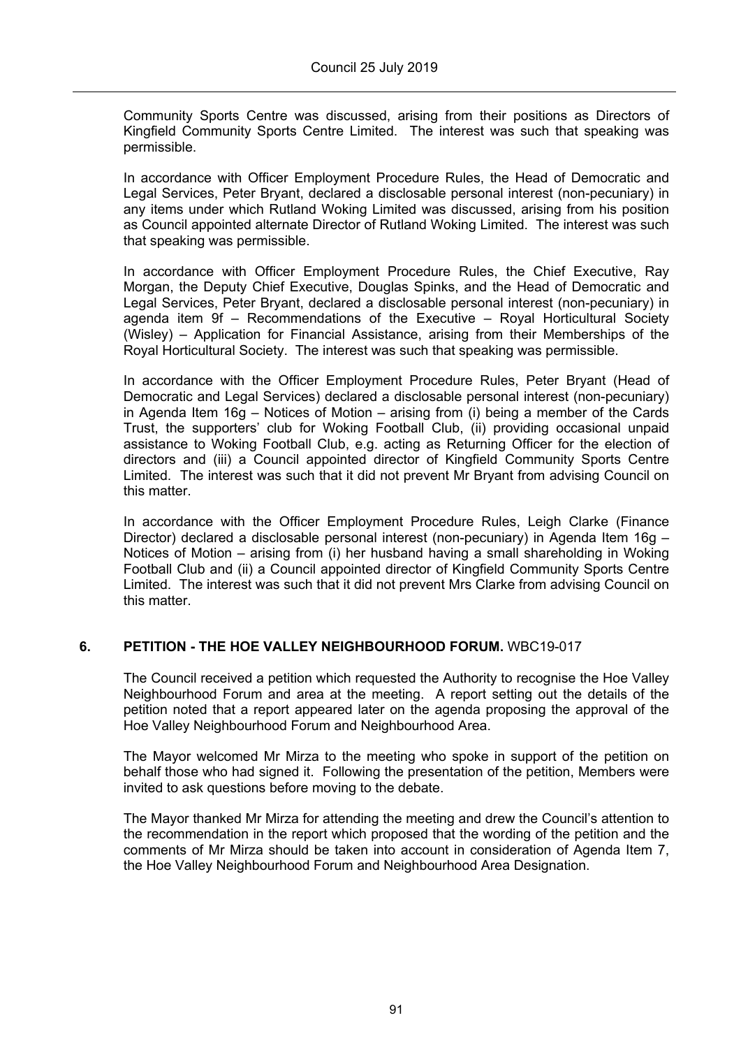Community Sports Centre was discussed, arising from their positions as Directors of Kingfield Community Sports Centre Limited. The interest was such that speaking was permissible.

In accordance with Officer Employment Procedure Rules, the Head of Democratic and Legal Services, Peter Bryant, declared a disclosable personal interest (non-pecuniary) in any items under which Rutland Woking Limited was discussed, arising from his position as Council appointed alternate Director of Rutland Woking Limited. The interest was such that speaking was permissible.

In accordance with Officer Employment Procedure Rules, the Chief Executive, Ray Morgan, the Deputy Chief Executive, Douglas Spinks, and the Head of Democratic and Legal Services, Peter Bryant, declared a disclosable personal interest (non-pecuniary) in agenda item 9f – Recommendations of the Executive – Royal Horticultural Society (Wisley) – Application for Financial Assistance, arising from their Memberships of the Royal Horticultural Society. The interest was such that speaking was permissible.

In accordance with the Officer Employment Procedure Rules, Peter Bryant (Head of Democratic and Legal Services) declared a disclosable personal interest (non-pecuniary) in Agenda Item 16g – Notices of Motion – arising from (i) being a member of the Cards Trust, the supporters' club for Woking Football Club, (ii) providing occasional unpaid assistance to Woking Football Club, e.g. acting as Returning Officer for the election of directors and (iii) a Council appointed director of Kingfield Community Sports Centre Limited. The interest was such that it did not prevent Mr Bryant from advising Council on this matter.

In accordance with the Officer Employment Procedure Rules, Leigh Clarke (Finance Director) declared a disclosable personal interest (non-pecuniary) in Agenda Item 16g – Notices of Motion – arising from (i) her husband having a small shareholding in Woking Football Club and (ii) a Council appointed director of Kingfield Community Sports Centre Limited. The interest was such that it did not prevent Mrs Clarke from advising Council on this matter.

## 6. PETITION - THE HOE VALLEY NEIGHBOURHOOD FORUM. WBC19-017

The Council received a petition which requested the Authority to recognise the Hoe Valley Neighbourhood Forum and area at the meeting. A report setting out the details of the petition noted that a report appeared later on the agenda proposing the approval of the Hoe Valley Neighbourhood Forum and Neighbourhood Area.

The Mayor welcomed Mr Mirza to the meeting who spoke in support of the petition on behalf those who had signed it. Following the presentation of the petition, Members were invited to ask questions before moving to the debate.

The Mayor thanked Mr Mirza for attending the meeting and drew the Council's attention to the recommendation in the report which proposed that the wording of the petition and the comments of Mr Mirza should be taken into account in consideration of Agenda Item 7, the Hoe Valley Neighbourhood Forum and Neighbourhood Area Designation.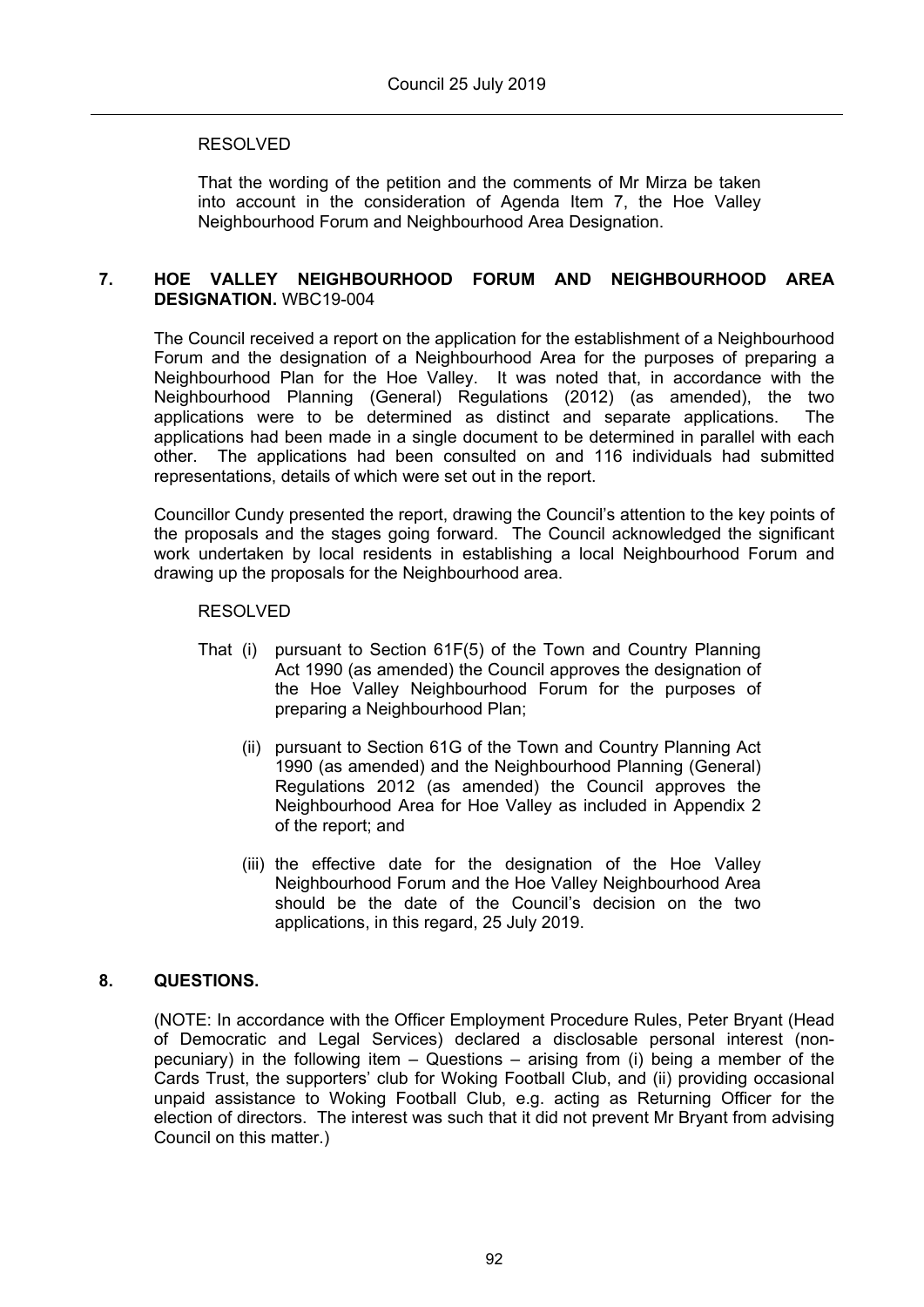RESOLVED

That the wording of the petition and the comments of Mr Mirza be taken into account in the consideration of Agenda Item 7, the Hoe Valley Neighbourhood Forum and Neighbourhood Area Designation.

## 7. HOE VALLEY NEIGHBOURHOOD FORUM AND NEIGHBOURHOOD AREA DESIGNATION. WBC19-004

The Council received a report on the application for the establishment of a Neighbourhood Forum and the designation of a Neighbourhood Area for the purposes of preparing a Neighbourhood Plan for the Hoe Valley. It was noted that, in accordance with the Neighbourhood Planning (General) Regulations (2012) (as amended), the two applications were to be determined as distinct and separate applications. The applications had been made in a single document to be determined in parallel with each other. The applications had been consulted on and 116 individuals had submitted representations, details of which were set out in the report.

Councillor Cundy presented the report, drawing the Council's attention to the key points of the proposals and the stages going forward. The Council acknowledged the significant work undertaken by local residents in establishing a local Neighbourhood Forum and drawing up the proposals for the Neighbourhood area.

RESOLVED

That (i) pursuant to Section 61F(5) of the Town and Country Planning Act 1990 (as amended) the Council approves the designation of the Hoe Valley Neighbourhood Forum for the purposes of preparing a Neighbourhood Plan;

(ii) pursuant to Section 61G of the Town and Country Planning Act 1990 (as amended) and the Neighbourhood Planning (General) Regulations 2012 (as amended) the Council approves the Neighbourhood Area for Hoe Valley as included in Appendix 2 of the report; and

(iii) the effective date for the designation of the Hoe Valley Neighbourhood Forum and the Hoe Valley Neighbourhood Area should be the date of the Council's decision on the two applications, in this regard, 25 July 2019.

## 8. QUESTIONS.

(NOTE: In accordance with the Officer Employment Procedure Rules, Peter Bryant (Head of Democratic and Legal Services) declared a disclosable personal interest (non-pecuniary) in the following item – Questions – arising from (i) being a member of the Cards Trust, the supporters' club for Woking Football Club, and (ii) providing occasional unpaid assistance to Woking Football Club, e.g. acting as Returning Officer for the election of directors. The interest was such that it did not prevent Mr Bryant from advising Council on this matter.)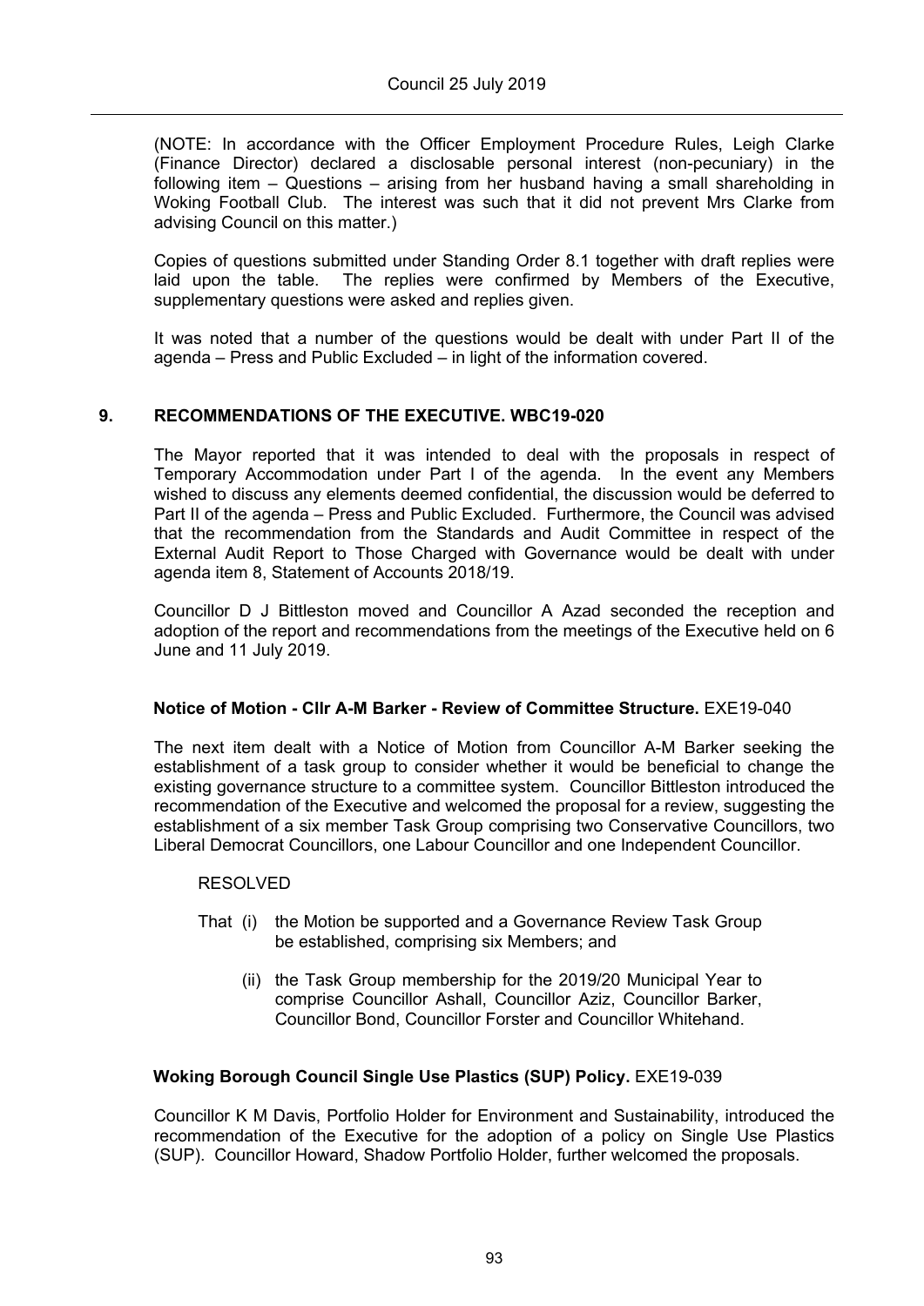(NOTE: In accordance with the Officer Employment Procedure Rules, Leigh Clarke (Finance Director) declared a disclosable personal interest (non-pecuniary) in the following item – Questions – arising from her husband having a small shareholding in Woking Football Club. The interest was such that it did not prevent Mrs Clarke from advising Council on this matter.)

Copies of questions submitted under Standing Order 8.1 together with draft replies were laid upon the table. The replies were confirmed by Members of the Executive, supplementary questions were asked and replies given.

It was noted that a number of the questions would be dealt with under Part II of the agenda – Press and Public Excluded – in light of the information covered.

## 9. RECOMMENDATIONS OF THE EXECUTIVE. WBC19-020

The Mayor reported that it was intended to deal with the proposals in respect of Temporary Accommodation under Part I of the agenda. In the event any Members wished to discuss any elements deemed confidential, the discussion would be deferred to Part II of the agenda – Press and Public Excluded. Furthermore, the Council was advised that the recommendation from the Standards and Audit Committee in respect of the External Audit Report to Those Charged with Governance would be dealt with under agenda item 8, Statement of Accounts 2018/19.

Councillor D J Bittleston moved and Councillor A Azad seconded the reception and adoption of the report and recommendations from the meetings of the Executive held on 6 June and 11 July 2019.

### Notice of Motion - Cllr A-M Barker - Review of Committee Structure. EXE19-040

The next item dealt with a Notice of Motion from Councillor A-M Barker seeking the establishment of a task group to consider whether it would be beneficial to change the existing governance structure to a committee system. Councillor Bittleston introduced the recommendation of the Executive and welcomed the proposal for a review, suggesting the establishment of a six member Task Group comprising two Conservative Councillors, two Liberal Democrat Councillors, one Labour Councillor and one Independent Councillor.

RESOLVED

That (i) the Motion be supported and a Governance Review Task Group be established, comprising six Members; and

(ii) the Task Group membership for the 2019/20 Municipal Year to comprise Councillor Ashall, Councillor Aziz, Councillor Barker, Councillor Bond, Councillor Forster and Councillor Whitehand.

### Woking Borough Council Single Use Plastics (SUP) Policy. EXE19-039

Councillor K M Davis, Portfolio Holder for Environment and Sustainability, introduced the recommendation of the Executive for the adoption of a policy on Single Use Plastics (SUP). Councillor Howard, Shadow Portfolio Holder, further welcomed the proposals.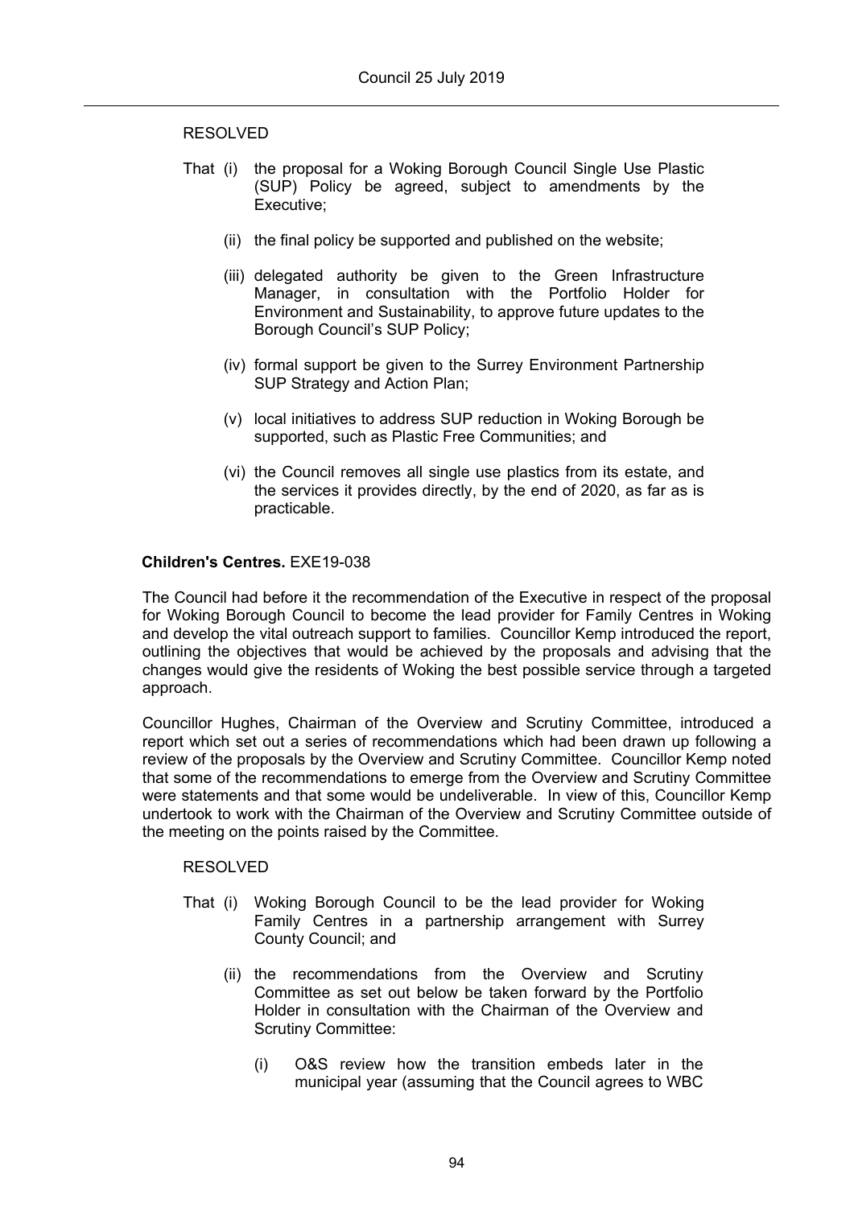RESOLVED

That (i) the proposal for a Woking Borough Council Single Use Plastic (SUP) Policy be agreed, subject to amendments by the Executive;

(ii) the final policy be supported and published on the website;

(iii) delegated authority be given to the Green Infrastructure Manager, in consultation with the Portfolio Holder for Environment and Sustainability, to approve future updates to the Borough Council's SUP Policy;

(iv) formal support be given to the Surrey Environment Partnership SUP Strategy and Action Plan;

(v) local initiatives to address SUP reduction in Woking Borough be supported, such as Plastic Free Communities; and

(vi) the Council removes all single use plastics from its estate, and the services it provides directly, by the end of 2020, as far as is practicable.

**Children's Centres.** EXE19-038

The Council had before it the recommendation of the Executive in respect of the proposal for Woking Borough Council to become the lead provider for Family Centres in Woking and develop the vital outreach support to families. Councillor Kemp introduced the report, outlining the objectives that would be achieved by the proposals and advising that the changes would give the residents of Woking the best possible service through a targeted approach.

Councillor Hughes, Chairman of the Overview and Scrutiny Committee, introduced a report which set out a series of recommendations which had been drawn up following a review of the proposals by the Overview and Scrutiny Committee. Councillor Kemp noted that some of the recommendations to emerge from the Overview and Scrutiny Committee were statements and that some would be undeliverable. In view of this, Councillor Kemp undertook to work with the Chairman of the Overview and Scrutiny Committee outside of the meeting on the points raised by the Committee.

RESOLVED

That (i) Woking Borough Council to be the lead provider for Woking Family Centres in a partnership arrangement with Surrey County Council; and

(ii) the recommendations from the Overview and Scrutiny Committee as set out below be taken forward by the Portfolio Holder in consultation with the Chairman of the Overview and Scrutiny Committee:

(i) O&S review how the transition embeds later in the municipal year (assuming that the Council agrees to WBC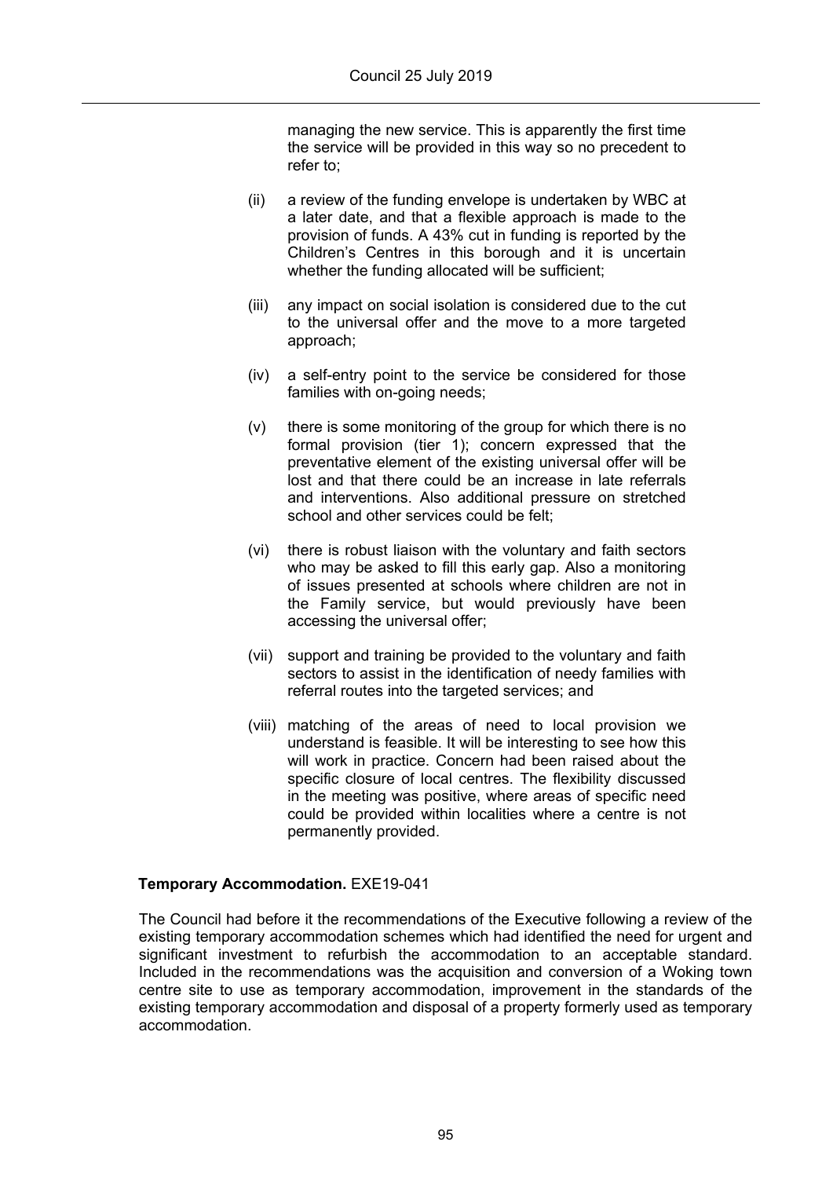managing the new service. This is apparently the first time the service will be provided in this way so no precedent to refer to;

(ii) a review of the funding envelope is undertaken by WBC at a later date, and that a flexible approach is made to the provision of funds. A 43% cut in funding is reported by the Children's Centres in this borough and it is uncertain whether the funding allocated will be sufficient;

(iii) any impact on social isolation is considered due to the cut to the universal offer and the move to a more targeted approach;

(iv) a self-entry point to the service be considered for those families with on-going needs;

(v) there is some monitoring of the group for which there is no formal provision (tier 1); concern expressed that the preventative element of the existing universal offer will be lost and that there could be an increase in late referrals and interventions. Also additional pressure on stretched school and other services could be felt;

(vi) there is robust liaison with the voluntary and faith sectors who may be asked to fill this early gap. Also a monitoring of issues presented at schools where children are not in the Family service, but would previously have been accessing the universal offer;

(vii) support and training be provided to the voluntary and faith sectors to assist in the identification of needy families with referral routes into the targeted services; and

(viii) matching of the areas of need to local provision we understand is feasible. It will be interesting to see how this will work in practice. Concern had been raised about the specific closure of local centres. The flexibility discussed in the meeting was positive, where areas of specific need could be provided within localities where a centre is not permanently provided.

**Temporary Accommodation.** EXE19-041

The Council had before it the recommendations of the Executive following a review of the existing temporary accommodation schemes which had identified the need for urgent and significant investment to refurbish the accommodation to an acceptable standard. Included in the recommendations was the acquisition and conversion of a Woking town centre site to use as temporary accommodation, improvement in the standards of the existing temporary accommodation and disposal of a property formerly used as temporary accommodation.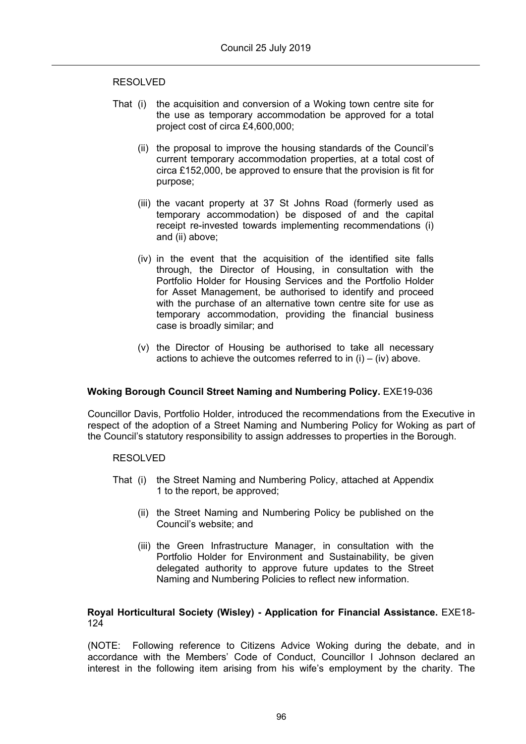RESOLVED

That (i) the acquisition and conversion of a Woking town centre site for the use as temporary accommodation be approved for a total project cost of circa £4,600,000;

(ii) the proposal to improve the housing standards of the Council's current temporary accommodation properties, at a total cost of circa £152,000, be approved to ensure that the provision is fit for purpose;

(iii) the vacant property at 37 St Johns Road (formerly used as temporary accommodation) be disposed of and the capital receipt re-invested towards implementing recommendations (i) and (ii) above;

(iv) in the event that the acquisition of the identified site falls through, the Director of Housing, in consultation with the Portfolio Holder for Housing Services and the Portfolio Holder for Asset Management, be authorised to identify and proceed with the purchase of an alternative town centre site for use as temporary accommodation, providing the financial business case is broadly similar; and

(v) the Director of Housing be authorised to take all necessary actions to achieve the outcomes referred to in (i) – (iv) above.

**Woking Borough Council Street Naming and Numbering Policy.** EXE19-036

Councillor Davis, Portfolio Holder, introduced the recommendations from the Executive in respect of the adoption of a Street Naming and Numbering Policy for Woking as part of the Council's statutory responsibility to assign addresses to properties in the Borough.

RESOLVED

That (i) the Street Naming and Numbering Policy, attached at Appendix 1 to the report, be approved;

(ii) the Street Naming and Numbering Policy be published on the Council's website; and

(iii) the Green Infrastructure Manager, in consultation with the Portfolio Holder for Environment and Sustainability, be given delegated authority to approve future updates to the Street Naming and Numbering Policies to reflect new information.

**Royal Horticultural Society (Wisley) - Application for Financial Assistance.** EXE18-124

(NOTE: Following reference to Citizens Advice Woking during the debate, and in accordance with the Members' Code of Conduct, Councillor I Johnson declared an interest in the following item arising from his wife's employment by the charity. The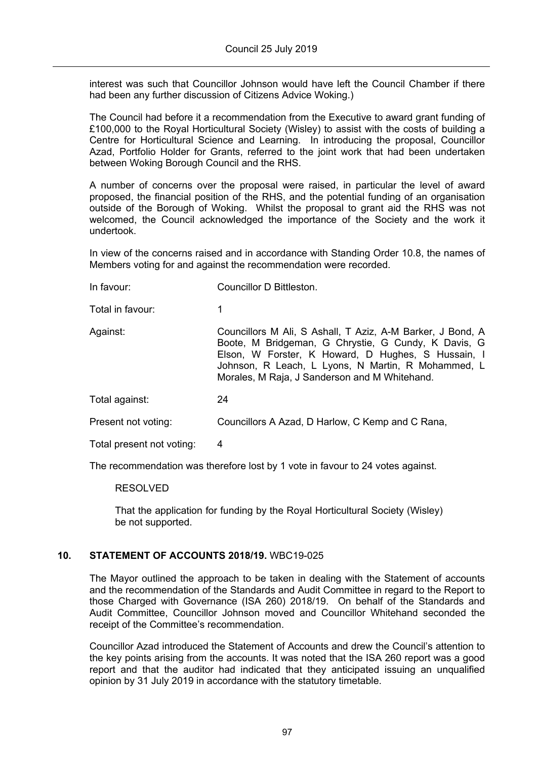interest was such that Councillor Johnson would have left the Council Chamber if there had been any further discussion of Citizens Advice Woking.)

The Council had before it a recommendation from the Executive to award grant funding of £100,000 to the Royal Horticultural Society (Wisley) to assist with the costs of building a Centre for Horticultural Science and Learning. In introducing the proposal, Councillor Azad, Portfolio Holder for Grants, referred to the joint work that had been undertaken between Woking Borough Council and the RHS.

A number of concerns over the proposal were raised, in particular the level of award proposed, the financial position of the RHS, and the potential funding of an organisation outside of the Borough of Woking. Whilst the proposal to grant aid the RHS was not welcomed, the Council acknowledged the importance of the Society and the work it undertook.

In view of the concerns raised and in accordance with Standing Order 10.8, the names of Members voting for and against the recommendation were recorded.

| | |
|---|---|
| In favour: | Councillor D Bittleston. |
| Total in favour: | 1 |
| Against: | Councillors M Ali, S Ashall, T Aziz, A-M Barker, J Bond, A Boote, M Bridgeman, G Chrystie, G Cundy, K Davis, G Elson, W Forster, K Howard, D Hughes, S Hussain, I Johnson, R Leach, L Lyons, N Martin, R Mohammed, L Morales, M Raja, J Sanderson and M Whitehand. |
| Total against: | 24 |
| Present not voting: | Councillors A Azad, D Harlow, C Kemp and C Rana, |
| Total present not voting: | 4 |

The recommendation was therefore lost by 1 vote in favour to 24 votes against.

RESOLVED

That the application for funding by the Royal Horticultural Society (Wisley) be not supported.

## 10. STATEMENT OF ACCOUNTS 2018/19. WBC19-025

The Mayor outlined the approach to be taken in dealing with the Statement of accounts and the recommendation of the Standards and Audit Committee in regard to the Report to those Charged with Governance (ISA 260) 2018/19. On behalf of the Standards and Audit Committee, Councillor Johnson moved and Councillor Whitehand seconded the receipt of the Committee's recommendation.

Councillor Azad introduced the Statement of Accounts and drew the Council's attention to the key points arising from the accounts. It was noted that the ISA 260 report was a good report and that the auditor had indicated that they anticipated issuing an unqualified opinion by 31 July 2019 in accordance with the statutory timetable.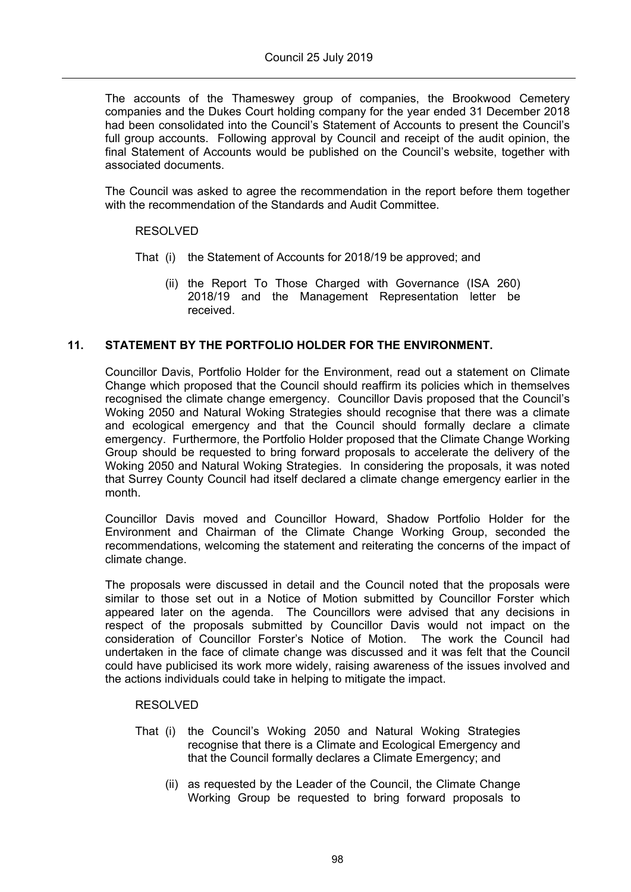The accounts of the Thameswey group of companies, the Brookwood Cemetery companies and the Dukes Court holding company for the year ended 31 December 2018 had been consolidated into the Council's Statement of Accounts to present the Council's full group accounts. Following approval by Council and receipt of the audit opinion, the final Statement of Accounts would be published on the Council's website, together with associated documents.

The Council was asked to agree the recommendation in the report before them together with the recommendation of the Standards and Audit Committee.

RESOLVED

That (i) the Statement of Accounts for 2018/19 be approved; and

(ii) the Report To Those Charged with Governance (ISA 260) 2018/19 and the Management Representation letter be received.

## 11. STATEMENT BY THE PORTFOLIO HOLDER FOR THE ENVIRONMENT.

Councillor Davis, Portfolio Holder for the Environment, read out a statement on Climate Change which proposed that the Council should reaffirm its policies which in themselves recognised the climate change emergency. Councillor Davis proposed that the Council's Woking 2050 and Natural Woking Strategies should recognise that there was a climate and ecological emergency and that the Council should formally declare a climate emergency. Furthermore, the Portfolio Holder proposed that the Climate Change Working Group should be requested to bring forward proposals to accelerate the delivery of the Woking 2050 and Natural Woking Strategies. In considering the proposals, it was noted that Surrey County Council had itself declared a climate change emergency earlier in the month.

Councillor Davis moved and Councillor Howard, Shadow Portfolio Holder for the Environment and Chairman of the Climate Change Working Group, seconded the recommendations, welcoming the statement and reiterating the concerns of the impact of climate change.

The proposals were discussed in detail and the Council noted that the proposals were similar to those set out in a Notice of Motion submitted by Councillor Forster which appeared later on the agenda. The Councillors were advised that any decisions in respect of the proposals submitted by Councillor Davis would not impact on the consideration of Councillor Forster's Notice of Motion. The work the Council had undertaken in the face of climate change was discussed and it was felt that the Council could have publicised its work more widely, raising awareness of the issues involved and the actions individuals could take in helping to mitigate the impact.

RESOLVED

That (i) the Council's Woking 2050 and Natural Woking Strategies recognise that there is a Climate and Ecological Emergency and that the Council formally declares a Climate Emergency; and

(ii) as requested by the Leader of the Council, the Climate Change Working Group be requested to bring forward proposals to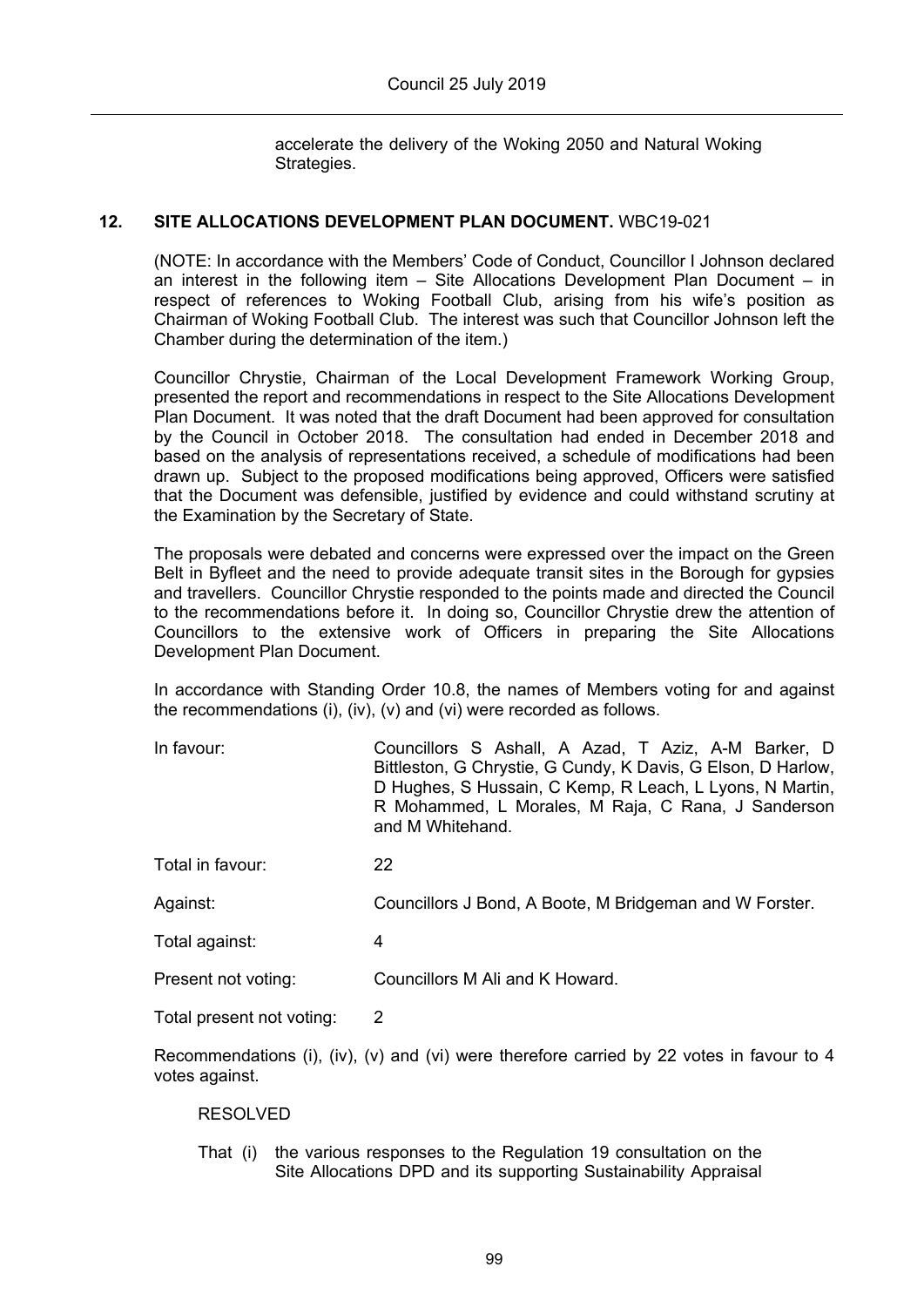accelerate the delivery of the Woking 2050 and Natural Woking Strategies.

## 12. SITE ALLOCATIONS DEVELOPMENT PLAN DOCUMENT. WBC19-021

(NOTE: In accordance with the Members' Code of Conduct, Councillor I Johnson declared an interest in the following item – Site Allocations Development Plan Document – in respect of references to Woking Football Club, arising from his wife's position as Chairman of Woking Football Club. The interest was such that Councillor Johnson left the Chamber during the determination of the item.)

Councillor Chrystie, Chairman of the Local Development Framework Working Group, presented the report and recommendations in respect to the Site Allocations Development Plan Document. It was noted that the draft Document had been approved for consultation by the Council in October 2018. The consultation had ended in December 2018 and based on the analysis of representations received, a schedule of modifications had been drawn up. Subject to the proposed modifications being approved, Officers were satisfied that the Document was defensible, justified by evidence and could withstand scrutiny at the Examination by the Secretary of State.

The proposals were debated and concerns were expressed over the impact on the Green Belt in Byfleet and the need to provide adequate transit sites in the Borough for gypsies and travellers. Councillor Chrystie responded to the points made and directed the Council to the recommendations before it. In doing so, Councillor Chrystie drew the attention of Councillors to the extensive work of Officers in preparing the Site Allocations Development Plan Document.

In accordance with Standing Order 10.8, the names of Members voting for and against the recommendations (i), (iv), (v) and (vi) were recorded as follows.

| | |
|---|---|
| In favour: | Councillors S Ashall, A Azad, T Aziz, A-M Barker, D Bittleston, G Chrystie, G Cundy, K Davis, G Elson, D Harlow, D Hughes, S Hussain, C Kemp, R Leach, L Lyons, N Martin, R Mohammed, L Morales, M Raja, C Rana, J Sanderson and M Whitehand. |
| Total in favour: | 22 |
| Against: | Councillors J Bond, A Boote, M Bridgeman and W Forster. |
| Total against: | 4 |
| Present not voting: | Councillors M Ali and K Howard. |
| Total present not voting: | 2 |

Recommendations (i), (iv), (v) and (vi) were therefore carried by 22 votes in favour to 4 votes against.

RESOLVED

That (i) the various responses to the Regulation 19 consultation on the Site Allocations DPD and its supporting Sustainability Appraisal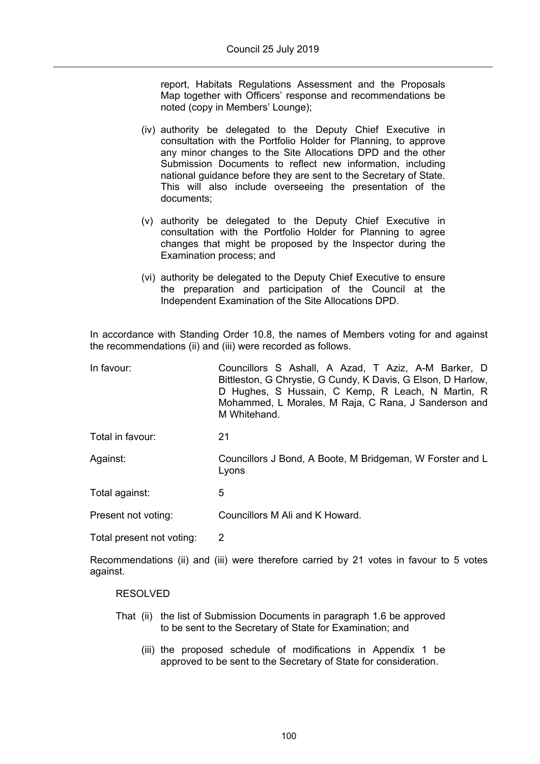report, Habitats Regulations Assessment and the Proposals Map together with Officers' response and recommendations be noted (copy in Members' Lounge);

(iv) authority be delegated to the Deputy Chief Executive in consultation with the Portfolio Holder for Planning, to approve any minor changes to the Site Allocations DPD and the other Submission Documents to reflect new information, including national guidance before they are sent to the Secretary of State. This will also include overseeing the presentation of the documents;

(v) authority be delegated to the Deputy Chief Executive in consultation with the Portfolio Holder for Planning to agree changes that might be proposed by the Inspector during the Examination process; and

(vi) authority be delegated to the Deputy Chief Executive to ensure the preparation and participation of the Council at the Independent Examination of the Site Allocations DPD.

In accordance with Standing Order 10.8, the names of Members voting for and against the recommendations (ii) and (iii) were recorded as follows.

| | |
|---|---|
| In favour: | Councillors S Ashall, A Azad, T Aziz, A-M Barker, D Bittleston, G Chrystie, G Cundy, K Davis, G Elson, D Harlow, D Hughes, S Hussain, C Kemp, R Leach, N Martin, R Mohammed, L Morales, M Raja, C Rana, J Sanderson and M Whitehand. |
| Total in favour: | 21 |
| Against: | Councillors J Bond, A Boote, M Bridgeman, W Forster and L Lyons |
| Total against: | 5 |
| Present not voting: | Councillors M Ali and K Howard. |
| Total present not voting: | 2 |

Recommendations (ii) and (iii) were therefore carried by 21 votes in favour to 5 votes against.

RESOLVED

That (ii) the list of Submission Documents in paragraph 1.6 be approved to be sent to the Secretary of State for Examination; and

(iii) the proposed schedule of modifications in Appendix 1 be approved to be sent to the Secretary of State for consideration.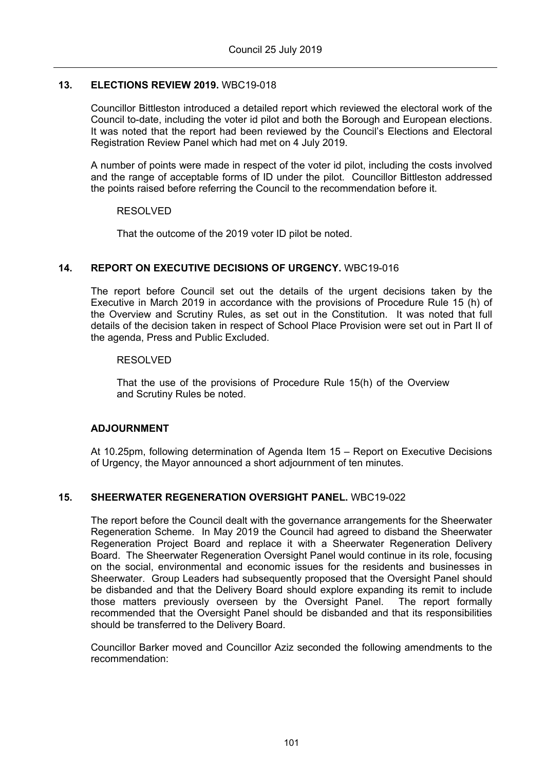### 13. ELECTIONS REVIEW 2019. WBC19-018

Councillor Bittleston introduced a detailed report which reviewed the electoral work of the Council to-date, including the voter id pilot and both the Borough and European elections. It was noted that the report had been reviewed by the Council's Elections and Electoral Registration Review Panel which had met on 4 July 2019.

A number of points were made in respect of the voter id pilot, including the costs involved and the range of acceptable forms of ID under the pilot. Councillor Bittleston addressed the points raised before referring the Council to the recommendation before it.

RESOLVED

That the outcome of the 2019 voter ID pilot be noted.

### 14. REPORT ON EXECUTIVE DECISIONS OF URGENCY. WBC19-016

The report before Council set out the details of the urgent decisions taken by the Executive in March 2019 in accordance with the provisions of Procedure Rule 15 (h) of the Overview and Scrutiny Rules, as set out in the Constitution. It was noted that full details of the decision taken in respect of School Place Provision were set out in Part II of the agenda, Press and Public Excluded.

RESOLVED

That the use of the provisions of Procedure Rule 15(h) of the Overview and Scrutiny Rules be noted.

### ADJOURNMENT

At 10.25pm, following determination of Agenda Item 15 – Report on Executive Decisions of Urgency, the Mayor announced a short adjournment of ten minutes.

### 15. SHEERWATER REGENERATION OVERSIGHT PANEL. WBC19-022

The report before the Council dealt with the governance arrangements for the Sheerwater Regeneration Scheme. In May 2019 the Council had agreed to disband the Sheerwater Regeneration Project Board and replace it with a Sheerwater Regeneration Delivery Board. The Sheerwater Regeneration Oversight Panel would continue in its role, focusing on the social, environmental and economic issues for the residents and businesses in Sheerwater. Group Leaders had subsequently proposed that the Oversight Panel should be disbanded and that the Delivery Board should explore expanding its remit to include those matters previously overseen by the Oversight Panel. The report formally recommended that the Oversight Panel should be disbanded and that its responsibilities should be transferred to the Delivery Board.

Councillor Barker moved and Councillor Aziz seconded the following amendments to the recommendation: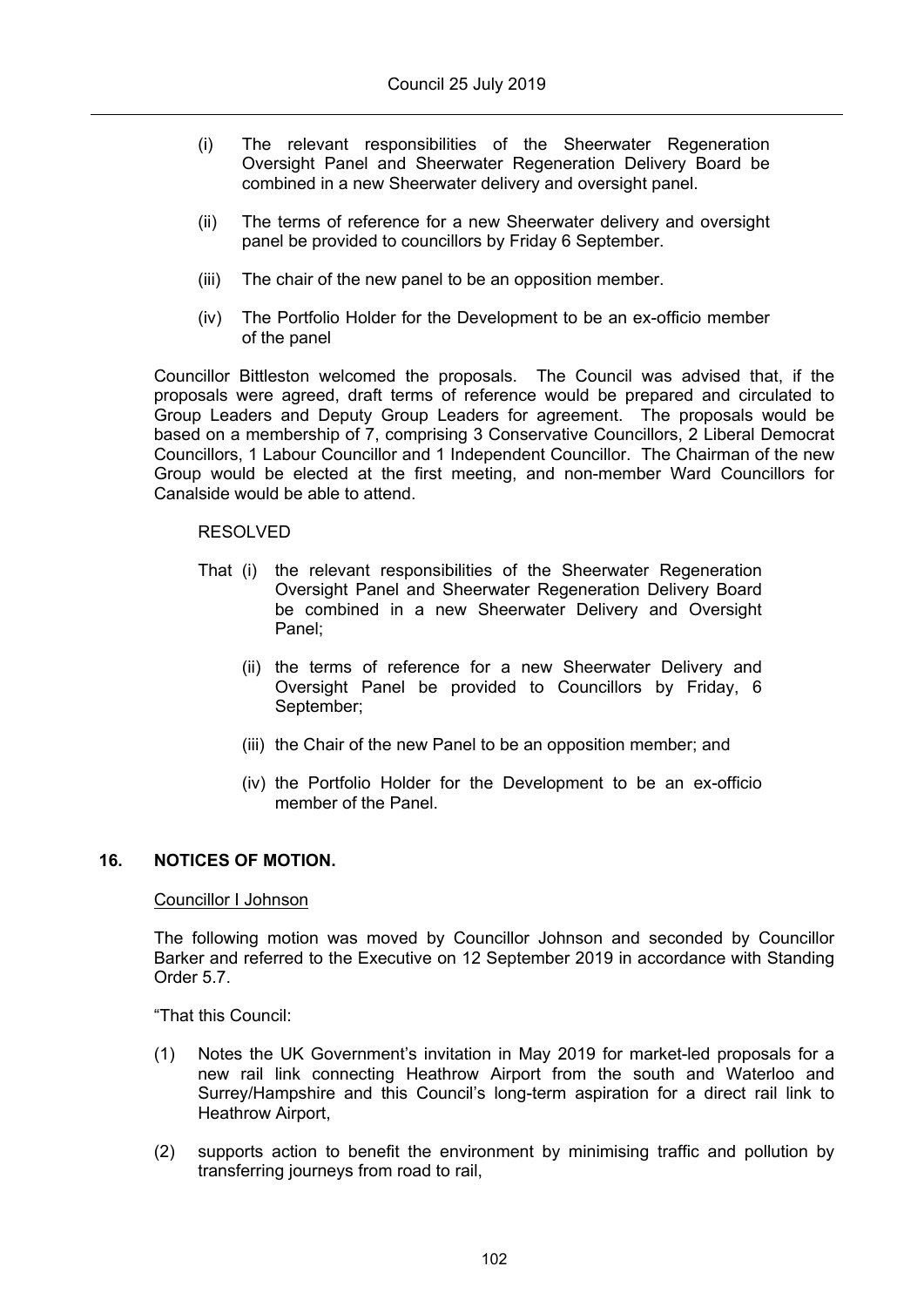(i) The relevant responsibilities of the Sheerwater Regeneration Oversight Panel and Sheerwater Regeneration Delivery Board be combined in a new Sheerwater delivery and oversight panel.

(ii) The terms of reference for a new Sheerwater delivery and oversight panel be provided to councillors by Friday 6 September.

(iii) The chair of the new panel to be an opposition member.

(iv) The Portfolio Holder for the Development to be an ex-officio member of the panel

Councillor Bittleston welcomed the proposals. The Council was advised that, if the proposals were agreed, draft terms of reference would be prepared and circulated to Group Leaders and Deputy Group Leaders for agreement. The proposals would be based on a membership of 7, comprising 3 Conservative Councillors, 2 Liberal Democrat Councillors, 1 Labour Councillor and 1 Independent Councillor. The Chairman of the new Group would be elected at the first meeting, and non-member Ward Councillors for Canalside would be able to attend.

RESOLVED

That (i) the relevant responsibilities of the Sheerwater Regeneration Oversight Panel and Sheerwater Regeneration Delivery Board be combined in a new Sheerwater Delivery and Oversight Panel;

(ii) the terms of reference for a new Sheerwater Delivery and Oversight Panel be provided to Councillors by Friday, 6 September;

(iii) the Chair of the new Panel to be an opposition member; and

(iv) the Portfolio Holder for the Development to be an ex-officio member of the Panel.

## 16. NOTICES OF MOTION.

Councillor I Johnson

The following motion was moved by Councillor Johnson and seconded by Councillor Barker and referred to the Executive on 12 September 2019 in accordance with Standing Order 5.7.

"That this Council:

(1) Notes the UK Government's invitation in May 2019 for market-led proposals for a new rail link connecting Heathrow Airport from the south and Waterloo and Surrey/Hampshire and this Council's long-term aspiration for a direct rail link to Heathrow Airport,

(2) supports action to benefit the environment by minimising traffic and pollution by transferring journeys from road to rail,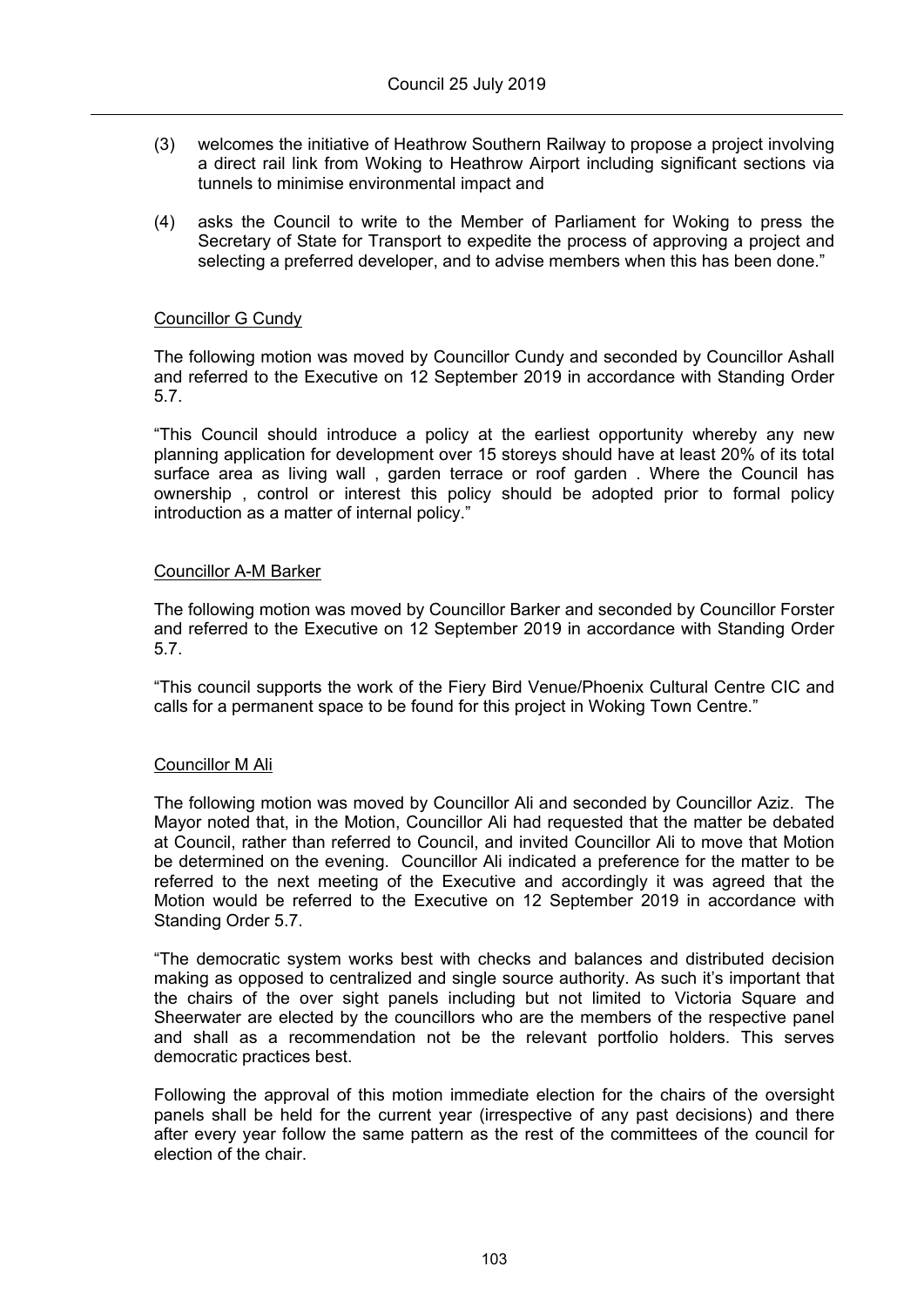(3) welcomes the initiative of Heathrow Southern Railway to propose a project involving a direct rail link from Woking to Heathrow Airport including significant sections via tunnels to minimise environmental impact and

(4) asks the Council to write to the Member of Parliament for Woking to press the Secretary of State for Transport to expedite the process of approving a project and selecting a preferred developer, and to advise members when this has been done."

Councillor G Cundy

The following motion was moved by Councillor Cundy and seconded by Councillor Ashall and referred to the Executive on 12 September 2019 in accordance with Standing Order 5.7.

"This Council should introduce a policy at the earliest opportunity whereby any new planning application for development over 15 storeys should have at least 20% of its total surface area as living wall , garden terrace or roof garden . Where the Council has ownership , control or interest this policy should be adopted prior to formal policy introduction as a matter of internal policy."

Councillor A-M Barker

The following motion was moved by Councillor Barker and seconded by Councillor Forster and referred to the Executive on 12 September 2019 in accordance with Standing Order 5.7.

"This council supports the work of the Fiery Bird Venue/Phoenix Cultural Centre CIC and calls for a permanent space to be found for this project in Woking Town Centre."

Councillor M Ali

The following motion was moved by Councillor Ali and seconded by Councillor Aziz. The Mayor noted that, in the Motion, Councillor Ali had requested that the matter be debated at Council, rather than referred to Council, and invited Councillor Ali to move that Motion be determined on the evening. Councillor Ali indicated a preference for the matter to be referred to the next meeting of the Executive and accordingly it was agreed that the Motion would be referred to the Executive on 12 September 2019 in accordance with Standing Order 5.7.

"The democratic system works best with checks and balances and distributed decision making as opposed to centralized and single source authority. As such it's important that the chairs of the over sight panels including but not limited to Victoria Square and Sheerwater are elected by the councillors who are the members of the respective panel and shall as a recommendation not be the relevant portfolio holders. This serves democratic practices best.

Following the approval of this motion immediate election for the chairs of the oversight panels shall be held for the current year (irrespective of any past decisions) and there after every year follow the same pattern as the rest of the committees of the council for election of the chair.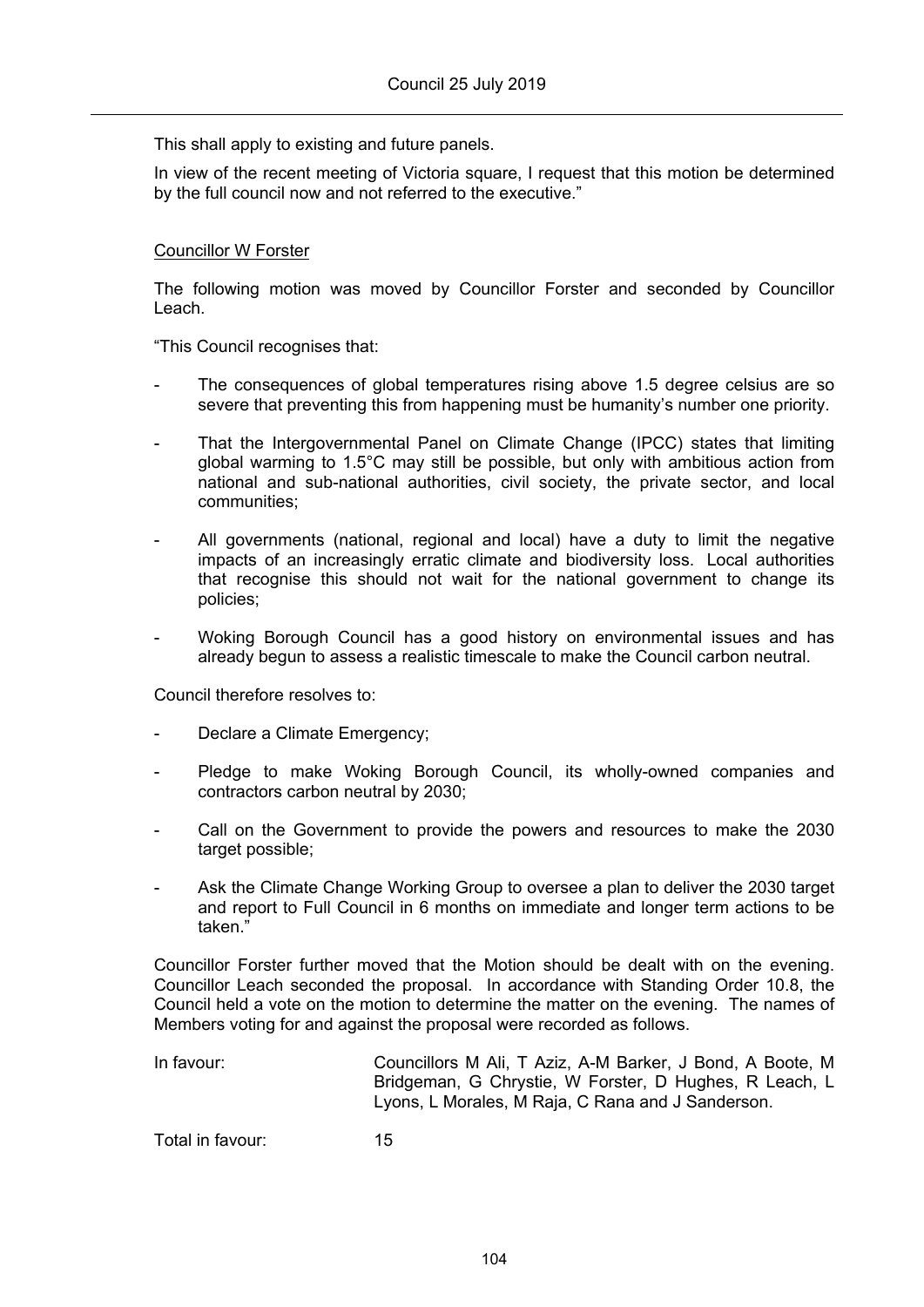This shall apply to existing and future panels.

In view of the recent meeting of Victoria square, I request that this motion be determined by the full council now and not referred to the executive."

Councillor W Forster

The following motion was moved by Councillor Forster and seconded by Councillor Leach.

"This Council recognises that:

- The consequences of global temperatures rising above 1.5 degree celsius are so severe that preventing this from happening must be humanity's number one priority.
- That the Intergovernmental Panel on Climate Change (IPCC) states that limiting global warming to 1.5°C may still be possible, but only with ambitious action from national and sub-national authorities, civil society, the private sector, and local communities;
- All governments (national, regional and local) have a duty to limit the negative impacts of an increasingly erratic climate and biodiversity loss. Local authorities that recognise this should not wait for the national government to change its policies;
- Woking Borough Council has a good history on environmental issues and has already begun to assess a realistic timescale to make the Council carbon neutral.

Council therefore resolves to:

- Declare a Climate Emergency;
- Pledge to make Woking Borough Council, its wholly-owned companies and contractors carbon neutral by 2030;
- Call on the Government to provide the powers and resources to make the 2030 target possible;
- Ask the Climate Change Working Group to oversee a plan to deliver the 2030 target and report to Full Council in 6 months on immediate and longer term actions to be taken."

Councillor Forster further moved that the Motion should be dealt with on the evening. Councillor Leach seconded the proposal. In accordance with Standing Order 10.8, the Council held a vote on the motion to determine the matter on the evening. The names of Members voting for and against the proposal were recorded as follows.

| | |
|---|---|
| In favour: | Councillors M Ali, T Aziz, A-M Barker, J Bond, A Boote, M Bridgeman, G Chrystie, W Forster, D Hughes, R Leach, L Lyons, L Morales, M Raja, C Rana and J Sanderson. |
| Total in favour: | 15 |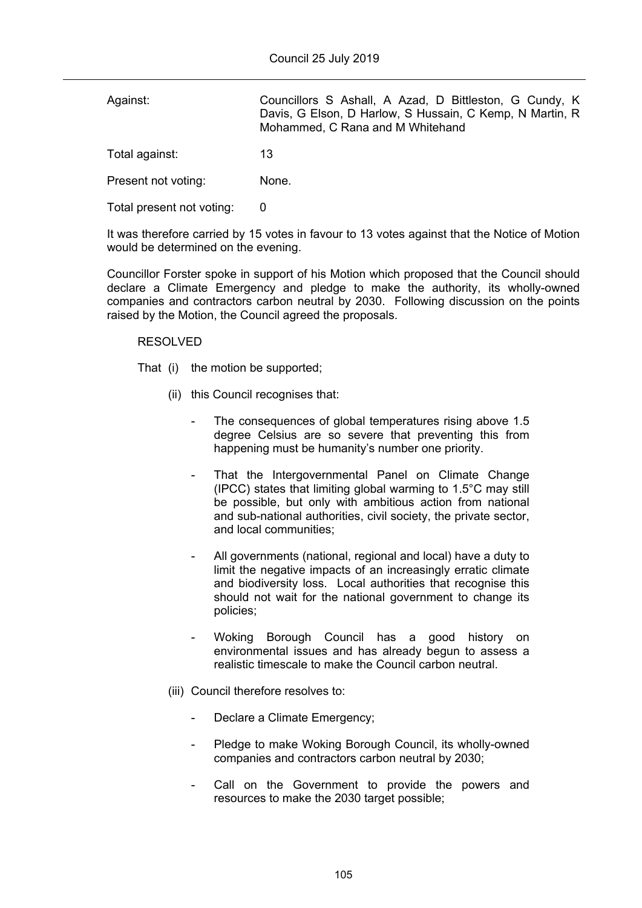| | |
|---|---|
| Against: | Councillors S Ashall, A Azad, D Bittleston, G Cundy, K Davis, G Elson, D Harlow, S Hussain, C Kemp, N Martin, R Mohammed, C Rana and M Whitehand |
| Total against: | 13 |
| Present not voting: | None. |
| Total present not voting: | 0 |

It was therefore carried by 15 votes in favour to 13 votes against that the Notice of Motion would be determined on the evening.

Councillor Forster spoke in support of his Motion which proposed that the Council should declare a Climate Emergency and pledge to make the authority, its wholly-owned companies and contractors carbon neutral by 2030. Following discussion on the points raised by the Motion, the Council agreed the proposals.

RESOLVED

That (i) the motion be supported;

(ii) this Council recognises that:

- The consequences of global temperatures rising above 1.5 degree Celsius are so severe that preventing this from happening must be humanity's number one priority.
- That the Intergovernmental Panel on Climate Change (IPCC) states that limiting global warming to 1.5°C may still be possible, but only with ambitious action from national and sub-national authorities, civil society, the private sector, and local communities;
- All governments (national, regional and local) have a duty to limit the negative impacts of an increasingly erratic climate and biodiversity loss. Local authorities that recognise this should not wait for the national government to change its policies;
- Woking Borough Council has a good history on environmental issues and has already begun to assess a realistic timescale to make the Council carbon neutral.

(iii) Council therefore resolves to:

- Declare a Climate Emergency;
- Pledge to make Woking Borough Council, its wholly-owned companies and contractors carbon neutral by 2030;
- Call on the Government to provide the powers and resources to make the 2030 target possible;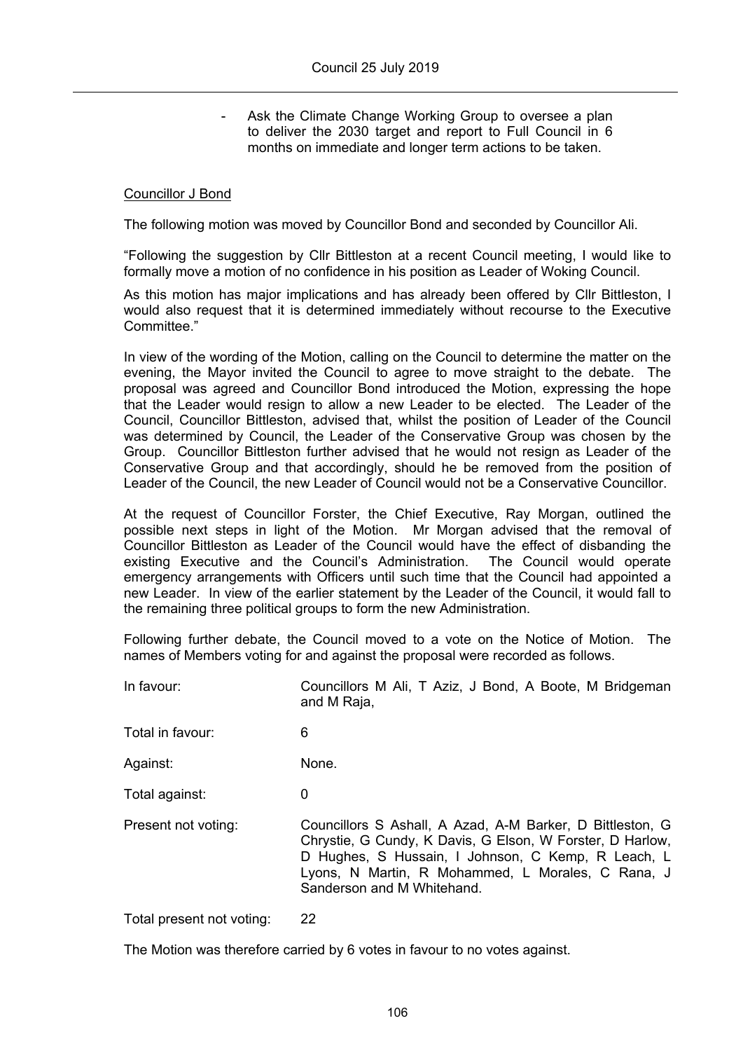- Ask the Climate Change Working Group to oversee a plan to deliver the 2030 target and report to Full Council in 6 months on immediate and longer term actions to be taken.

Councillor J Bond

The following motion was moved by Councillor Bond and seconded by Councillor Ali.

"Following the suggestion by Cllr Bittleston at a recent Council meeting, I would like to formally move a motion of no confidence in his position as Leader of Woking Council.

As this motion has major implications and has already been offered by Cllr Bittleston, I would also request that it is determined immediately without recourse to the Executive Committee."

In view of the wording of the Motion, calling on the Council to determine the matter on the evening, the Mayor invited the Council to agree to move straight to the debate. The proposal was agreed and Councillor Bond introduced the Motion, expressing the hope that the Leader would resign to allow a new Leader to be elected. The Leader of the Council, Councillor Bittleston, advised that, whilst the position of Leader of the Council was determined by Council, the Leader of the Conservative Group was chosen by the Group. Councillor Bittleston further advised that he would not resign as Leader of the Conservative Group and that accordingly, should he be removed from the position of Leader of the Council, the new Leader of Council would not be a Conservative Councillor.

At the request of Councillor Forster, the Chief Executive, Ray Morgan, outlined the possible next steps in light of the Motion. Mr Morgan advised that the removal of Councillor Bittleston as Leader of the Council would have the effect of disbanding the existing Executive and the Council's Administration. The Council would operate emergency arrangements with Officers until such time that the Council had appointed a new Leader. In view of the earlier statement by the Leader of the Council, it would fall to the remaining three political groups to form the new Administration.

Following further debate, the Council moved to a vote on the Notice of Motion. The names of Members voting for and against the proposal were recorded as follows.

| | |
|---|---|
| In favour: | Councillors M Ali, T Aziz, J Bond, A Boote, M Bridgeman and M Raja, |
| Total in favour: | 6 |
| Against: | None. |
| Total against: | 0 |
| Present not voting: | Councillors S Ashall, A Azad, A-M Barker, D Bittleston, G Chrystie, G Cundy, K Davis, G Elson, W Forster, D Harlow, D Hughes, S Hussain, I Johnson, C Kemp, R Leach, L Lyons, N Martin, R Mohammed, L Morales, C Rana, J Sanderson and M Whitehand. |
| Total present not voting: | 22 |

The Motion was therefore carried by 6 votes in favour to no votes against.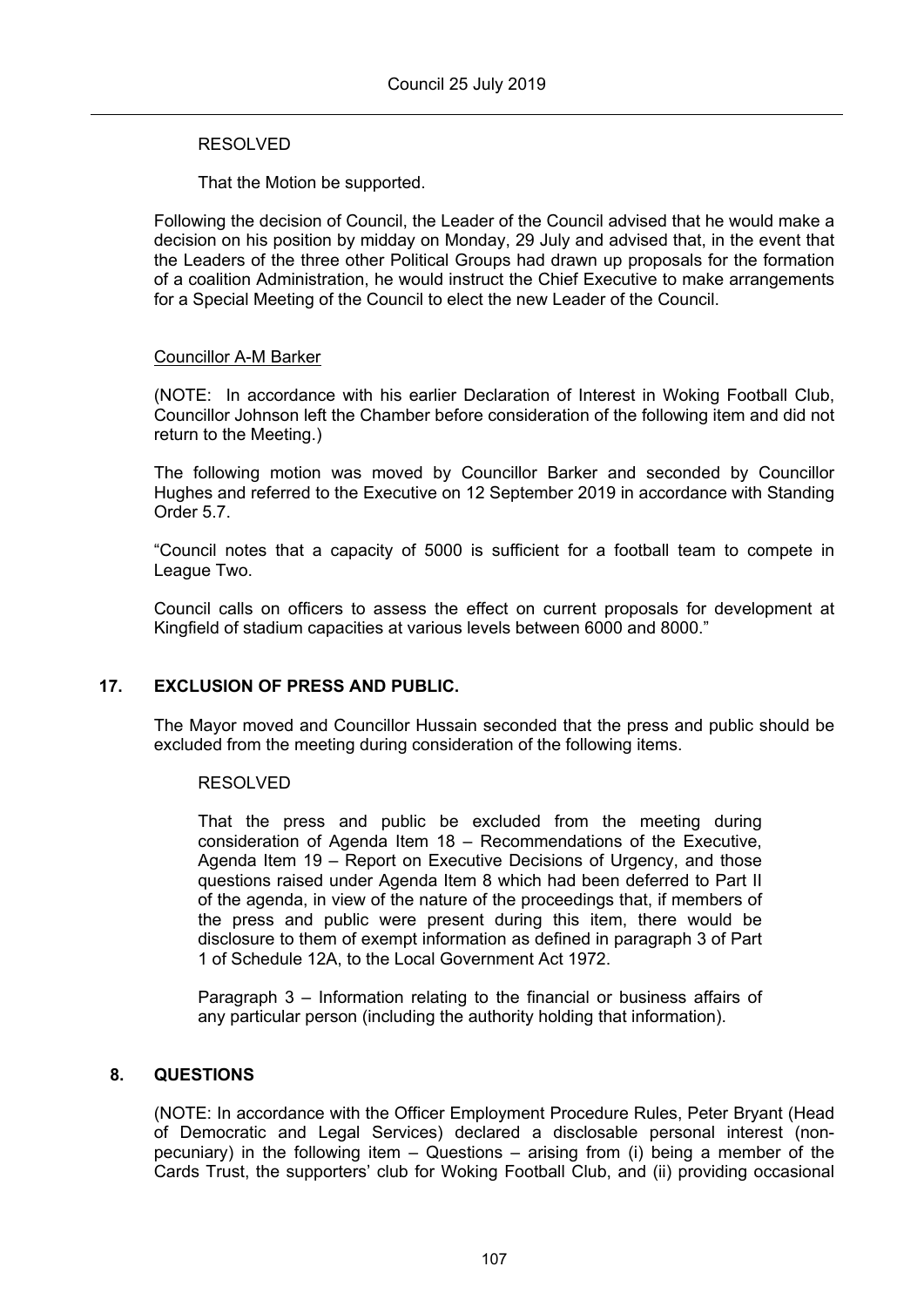RESOLVED

That the Motion be supported.

Following the decision of Council, the Leader of the Council advised that he would make a decision on his position by midday on Monday, 29 July and advised that, in the event that the Leaders of the three other Political Groups had drawn up proposals for the formation of a coalition Administration, he would instruct the Chief Executive to make arrangements for a Special Meeting of the Council to elect the new Leader of the Council.

Councillor A-M Barker

(NOTE: In accordance with his earlier Declaration of Interest in Woking Football Club, Councillor Johnson left the Chamber before consideration of the following item and did not return to the Meeting.)

The following motion was moved by Councillor Barker and seconded by Councillor Hughes and referred to the Executive on 12 September 2019 in accordance with Standing Order 5.7.

"Council notes that a capacity of 5000 is sufficient for a football team to compete in League Two.

Council calls on officers to assess the effect on current proposals for development at Kingfield of stadium capacities at various levels between 6000 and 8000."

## 17. EXCLUSION OF PRESS AND PUBLIC.

The Mayor moved and Councillor Hussain seconded that the press and public should be excluded from the meeting during consideration of the following items.

RESOLVED

That the press and public be excluded from the meeting during consideration of Agenda Item 18 – Recommendations of the Executive, Agenda Item 19 – Report on Executive Decisions of Urgency, and those questions raised under Agenda Item 8 which had been deferred to Part II of the agenda, in view of the nature of the proceedings that, if members of the press and public were present during this item, there would be disclosure to them of exempt information as defined in paragraph 3 of Part 1 of Schedule 12A, to the Local Government Act 1972.

Paragraph 3 – Information relating to the financial or business affairs of any particular person (including the authority holding that information).

## 8. QUESTIONS

(NOTE: In accordance with the Officer Employment Procedure Rules, Peter Bryant (Head of Democratic and Legal Services) declared a disclosable personal interest (non-pecuniary) in the following item – Questions – arising from (i) being a member of the Cards Trust, the supporters' club for Woking Football Club, and (ii) providing occasional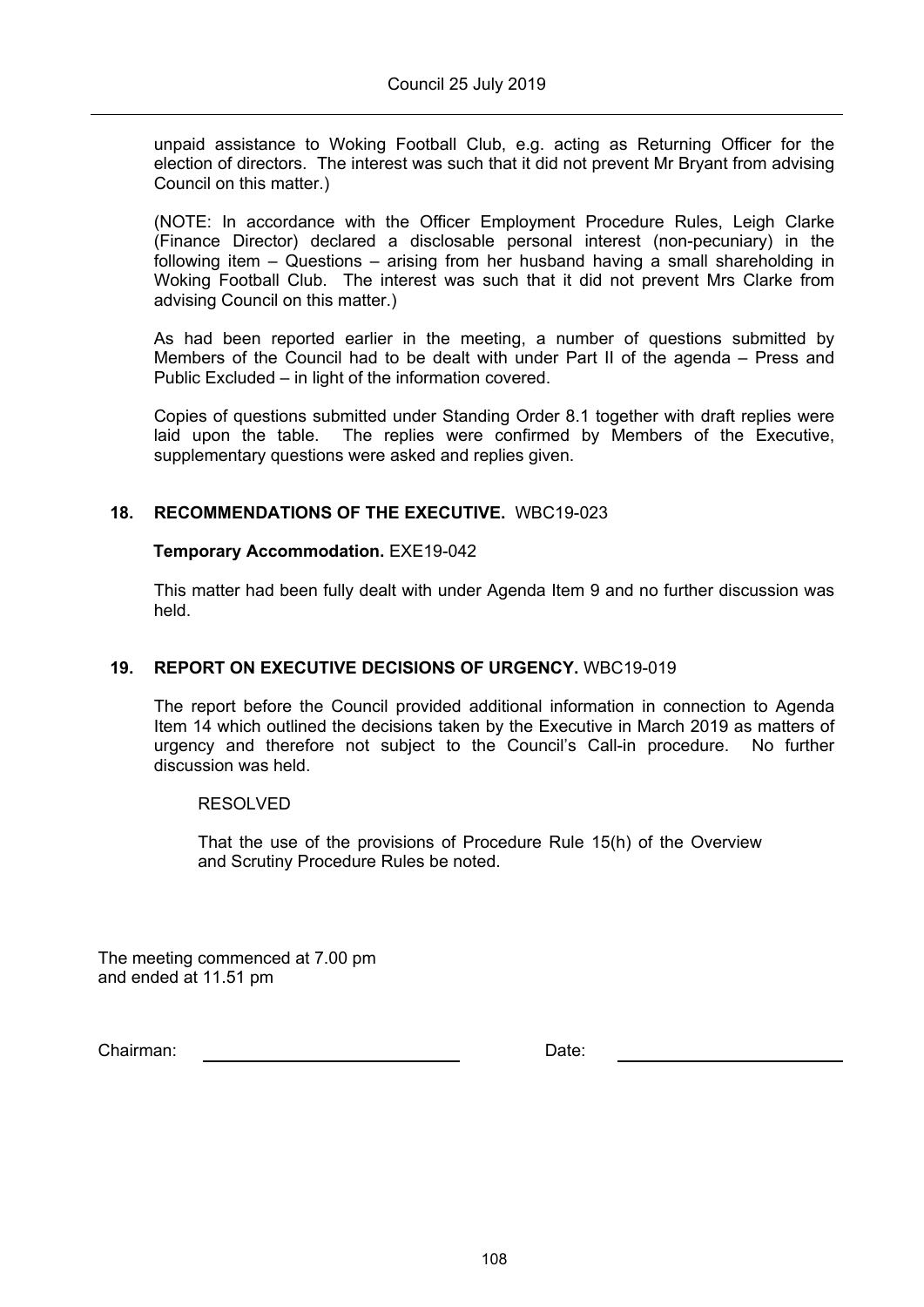unpaid assistance to Woking Football Club, e.g. acting as Returning Officer for the election of directors. The interest was such that it did not prevent Mr Bryant from advising Council on this matter.)

(NOTE: In accordance with the Officer Employment Procedure Rules, Leigh Clarke (Finance Director) declared a disclosable personal interest (non-pecuniary) in the following item – Questions – arising from her husband having a small shareholding in Woking Football Club. The interest was such that it did not prevent Mrs Clarke from advising Council on this matter.)

As had been reported earlier in the meeting, a number of questions submitted by Members of the Council had to be dealt with under Part II of the agenda – Press and Public Excluded – in light of the information covered.

Copies of questions submitted under Standing Order 8.1 together with draft replies were laid upon the table. The replies were confirmed by Members of the Executive, supplementary questions were asked and replies given.

## 18. RECOMMENDATIONS OF THE EXECUTIVE. WBC19-023

**Temporary Accommodation.** EXE19-042

This matter had been fully dealt with under Agenda Item 9 and no further discussion was held.

## 19. REPORT ON EXECUTIVE DECISIONS OF URGENCY. WBC19-019

The report before the Council provided additional information in connection to Agenda Item 14 which outlined the decisions taken by the Executive in March 2019 as matters of urgency and therefore not subject to the Council's Call-in procedure. No further discussion was held.

RESOLVED

That the use of the provisions of Procedure Rule 15(h) of the Overview and Scrutiny Procedure Rules be noted.

The meeting commenced at 7.00 pm
and ended at 11.51 pm

Chairman: ____________________ Date: ____________________